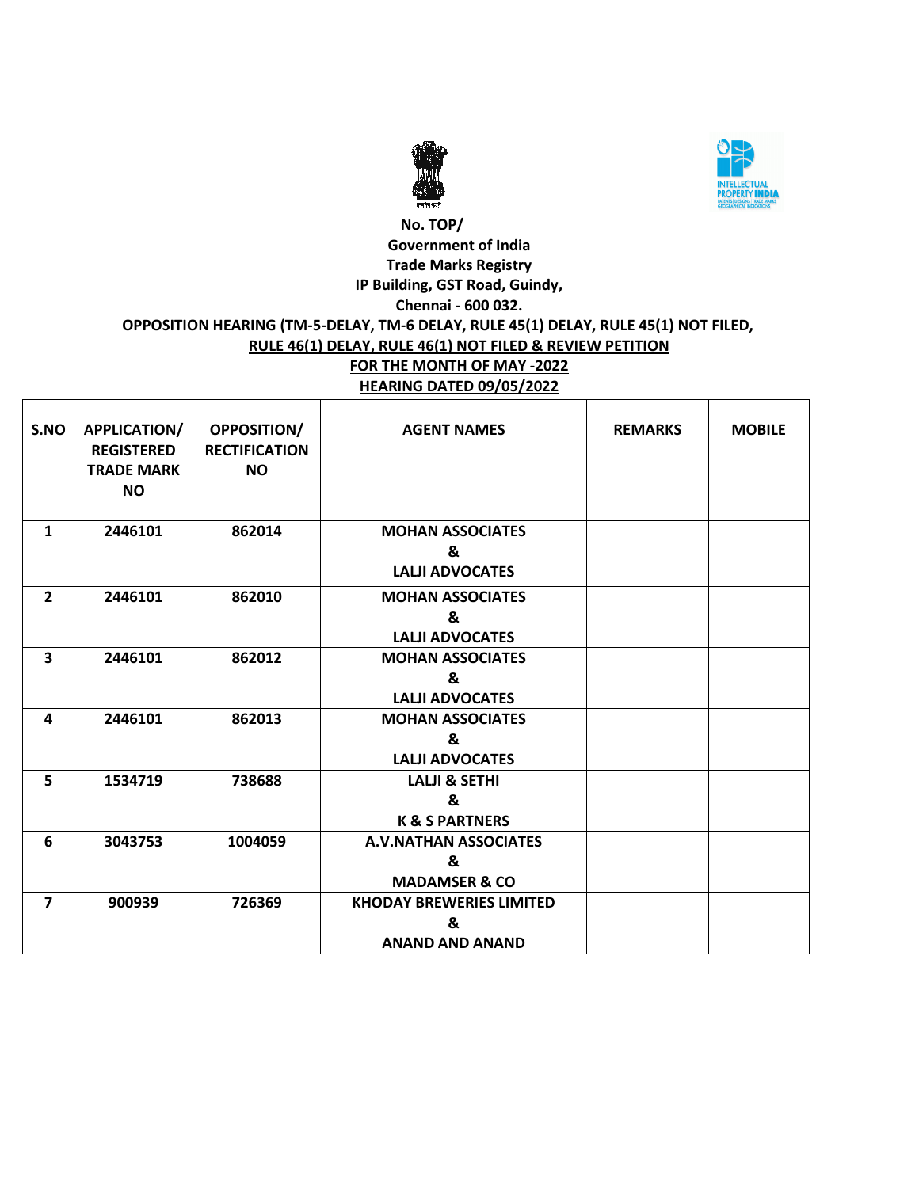**No. TOP/**

**Government of India**

**Trade Marks Registry**

**IP Building, GST Road, Guindy,**

**Chennai - 600 032.**

**OPPOSITION HEARING (TM-5-DELAY, TM-6 DELAY, RULE 45(1) DELAY, RULE 45(1) NOT FILED, RULE 46(1) DELAY, RULE 46(1) NOT FILED & REVIEW PETITION**

**FOR THE MONTH OF MAY -2022**

**HEARING DATED 09/05/2022**

| S.NO | APPLICATION/ REGISTERED TRADE MARK NO | OPPOSITION/ RECTIFICATION NO | AGENT NAMES | REMARKS | MOBILE |
|---|---|---|---|---|---|
| 1 | 2446101 | 862014 | MOHAN ASSOCIATES & LALJI ADVOCATES | | |
| 2 | 2446101 | 862010 | MOHAN ASSOCIATES & LALJI ADVOCATES | | |
| 3 | 2446101 | 862012 | MOHAN ASSOCIATES & LALJI ADVOCATES | | |
| 4 | 2446101 | 862013 | MOHAN ASSOCIATES & LALJI ADVOCATES | | |
| 5 | 1534719 | 738688 | LALJI & SETHI & K & S PARTNERS | | |
| 6 | 3043753 | 1004059 | A.V.NATHAN ASSOCIATES & MADAMSER & CO | | |
| 7 | 900939 | 726369 | KHODAY BREWERIES LIMITED & ANAND AND ANAND | | |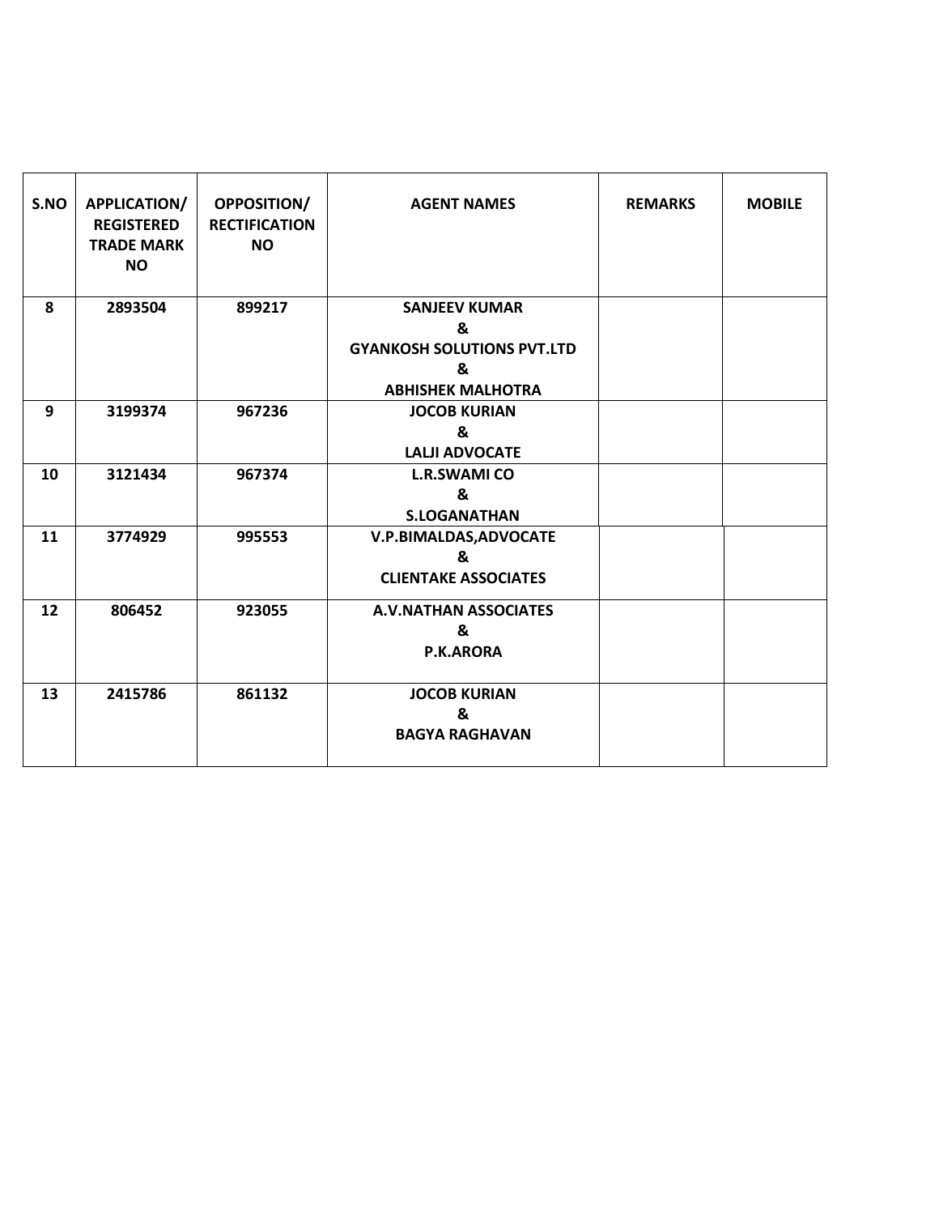| S.NO | APPLICATION/ REGISTERED TRADE MARK NO | OPPOSITION/ RECTIFICATION NO | AGENT NAMES | REMARKS | MOBILE |
|---|---|---|---|---|---|
| 8 | 2893504 | 899217 | SANJEEV KUMAR & GYANKOSH SOLUTIONS PVT.LTD & ABHISHEK MALHOTRA | | |
| 9 | 3199374 | 967236 | JOCOB KURIAN & LALJI ADVOCATE | | |
| 10 | 3121434 | 967374 | L.R.SWAMI CO & S.LOGANATHAN | | |
| 11 | 3774929 | 995553 | V.P.BIMALDAS,ADVOCATE & CLIENTAKE ASSOCIATES | | |
| 12 | 806452 | 923055 | A.V.NATHAN ASSOCIATES & P.K.ARORA | | |
| 13 | 2415786 | 861132 | JOCOB KURIAN & BAGYA RAGHAVAN | | |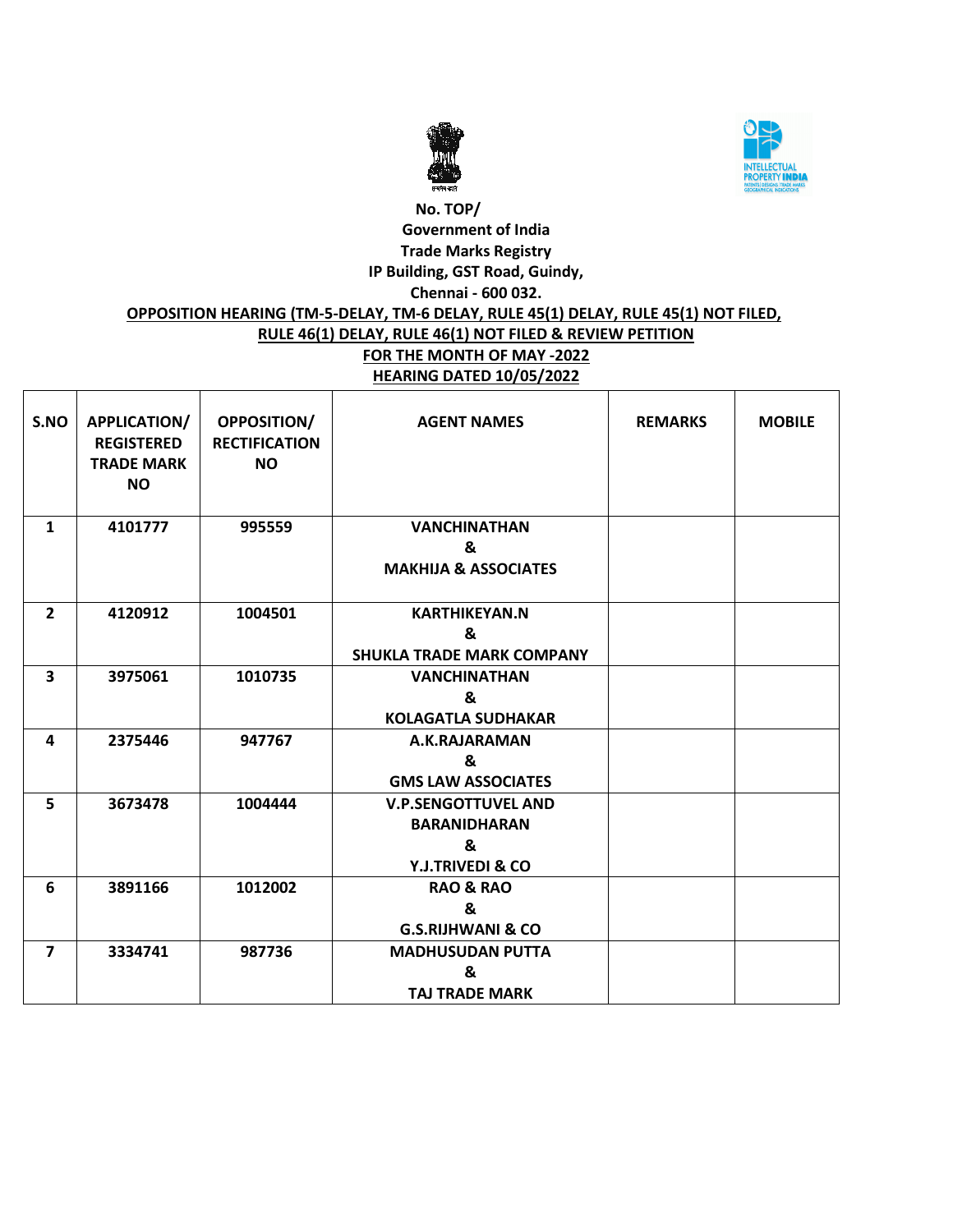No. TOP/

Government of India

Trade Marks Registry

IP Building, GST Road, Guindy,

Chennai - 600 032.

**OPPOSITION HEARING (TM-5-DELAY, TM-6 DELAY, RULE 45(1) DELAY, RULE 45(1) NOT FILED, RULE 46(1) DELAY, RULE 46(1) NOT FILED & REVIEW PETITION**

**FOR THE MONTH OF MAY -2022**

**HEARING DATED 10/05/2022**

| S.NO | APPLICATION/ REGISTERED TRADE MARK NO | OPPOSITION/ RECTIFICATION NO | AGENT NAMES | REMARKS | MOBILE |
|---|---|---|---|---|---|
| 1 | 4101777 | 995559 | VANCHINATHAN & MAKHIJA & ASSOCIATES | | |
| 2 | 4120912 | 1004501 | KARTHIKEYAN.N & SHUKLA TRADE MARK COMPANY | | |
| 3 | 3975061 | 1010735 | VANCHINATHAN & KOLAGATLA SUDHAKAR | | |
| 4 | 2375446 | 947767 | A.K.RAJARAMAN & GMS LAW ASSOCIATES | | |
| 5 | 3673478 | 1004444 | V.P.SENGOTTUVEL AND BARANIDHARAN & Y.J.TRIVEDI & CO | | |
| 6 | 3891166 | 1012002 | RAO & RAO & G.S.RIJHWANI & CO | | |
| 7 | 3334741 | 987736 | MADHUSUDAN PUTTA & TAJ TRADE MARK | | |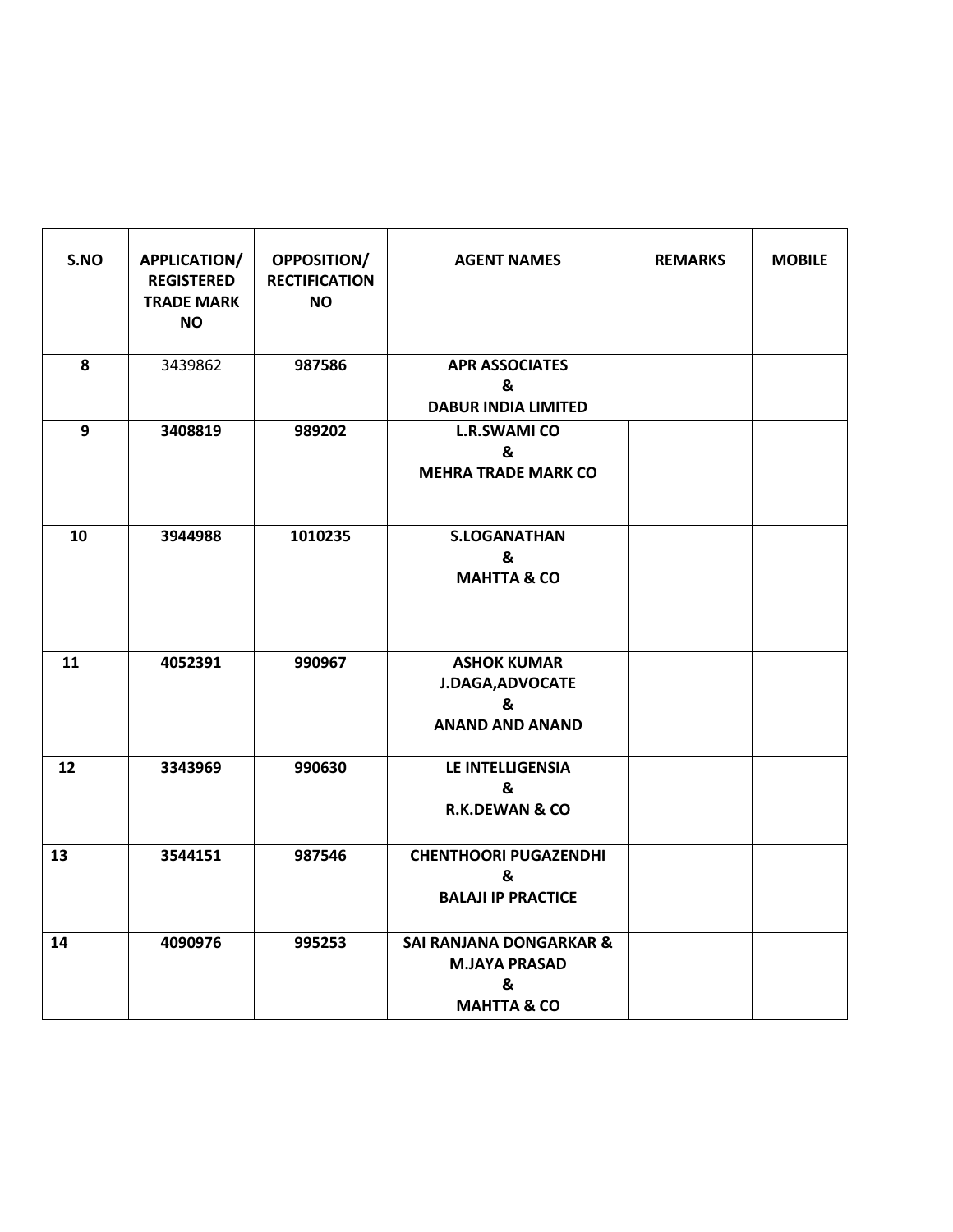| S.NO | APPLICATION/ REGISTERED TRADE MARK NO | OPPOSITION/ RECTIFICATION NO | AGENT NAMES | REMARKS | MOBILE |
|---|---|---|---|---|---|
| 8 | 3439862 | 987586 | APR ASSOCIATES & DABUR INDIA LIMITED | | |
| 9 | 3408819 | 989202 | L.R.SWAMI CO & MEHRA TRADE MARK CO | | |
| 10 | 3944988 | 1010235 | S.LOGANATHAN & MAHTTA & CO | | |
| 11 | 4052391 | 990967 | ASHOK KUMAR J.DAGA,ADVOCATE & ANAND AND ANAND | | |
| 12 | 3343969 | 990630 | LE INTELLIGENSIA & R.K.DEWAN & CO | | |
| 13 | 3544151 | 987546 | CHENTHOORI PUGAZENDHI & BALAJI IP PRACTICE | | |
| 14 | 4090976 | 995253 | SAI RANJANA DONGARKAR & M.JAYA PRASAD & MAHTTA & CO | | |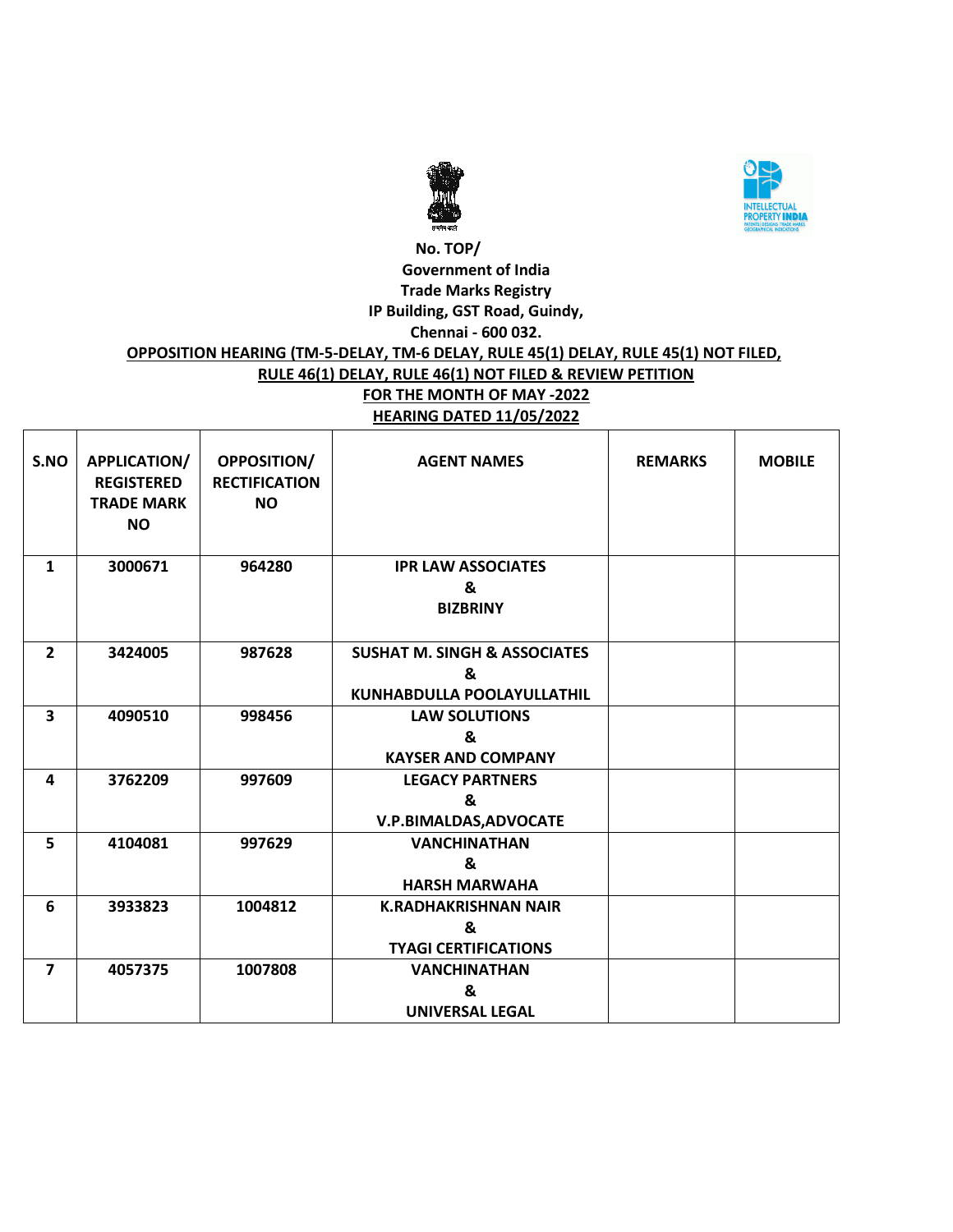**No. TOP/**

**Government of India**

**Trade Marks Registry**

**IP Building, GST Road, Guindy,**

**Chennai - 600 032.**

**OPPOSITION HEARING (TM-5-DELAY, TM-6 DELAY, RULE 45(1) DELAY, RULE 45(1) NOT FILED, RULE 46(1) DELAY, RULE 46(1) NOT FILED & REVIEW PETITION**

**FOR THE MONTH OF MAY -2022**

**HEARING DATED 11/05/2022**

| S.NO | APPLICATION/ REGISTERED TRADE MARK NO | OPPOSITION/ RECTIFICATION NO | AGENT NAMES | REMARKS | MOBILE |
|---|---|---|---|---|---|
| 1 | 3000671 | 964280 | IPR LAW ASSOCIATES & BIZBRINY | | |
| 2 | 3424005 | 987628 | SUSHAT M. SINGH & ASSOCIATES & KUNHABDULLA POOLAYULLATHIL | | |
| 3 | 4090510 | 998456 | LAW SOLUTIONS & KAYSER AND COMPANY | | |
| 4 | 3762209 | 997609 | LEGACY PARTNERS & V.P.BIMALDAS,ADVOCATE | | |
| 5 | 4104081 | 997629 | VANCHINATHAN & HARSH MARWAHA | | |
| 6 | 3933823 | 1004812 | K.RADHAKRISHNAN NAIR & TYAGI CERTIFICATIONS | | |
| 7 | 4057375 | 1007808 | VANCHINATHAN & UNIVERSAL LEGAL | | |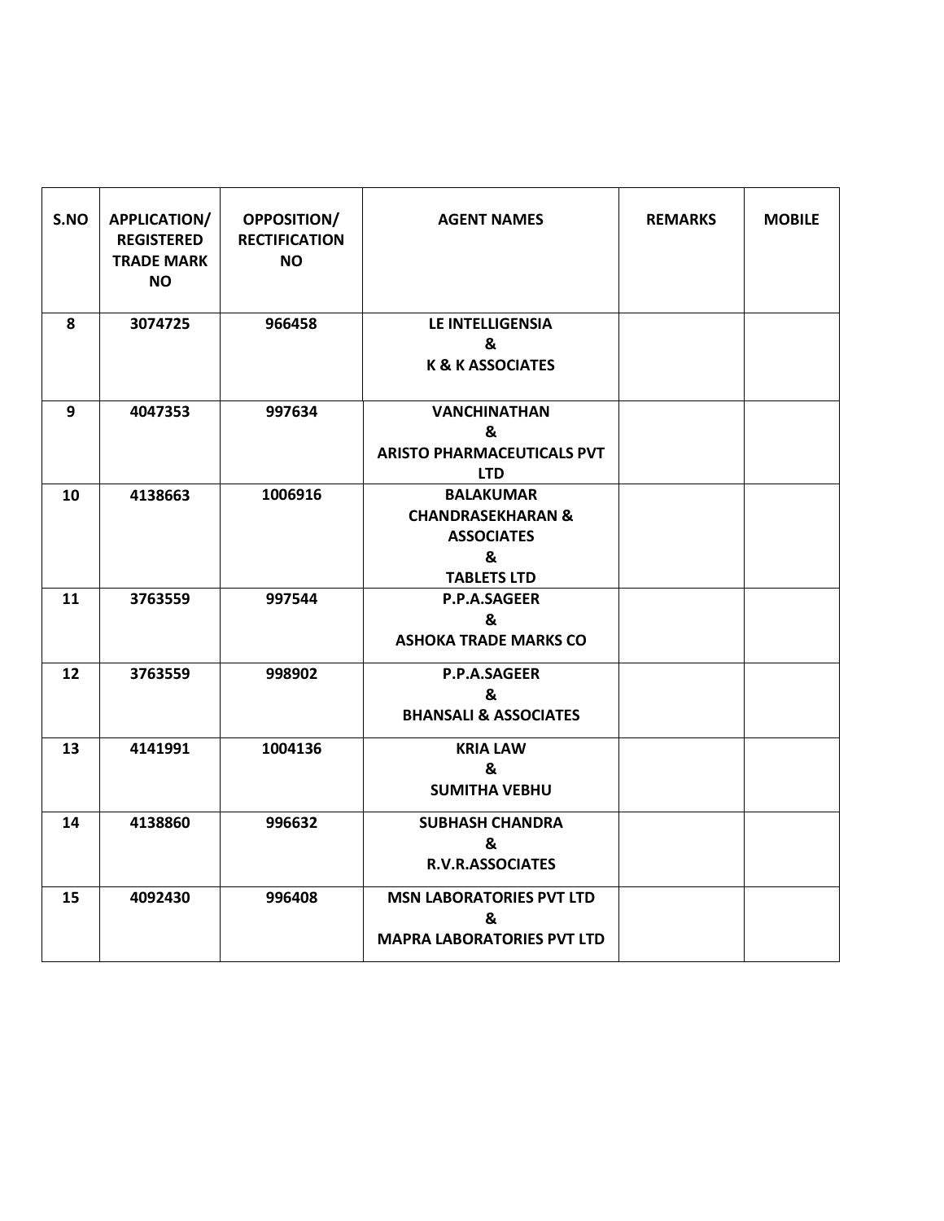| S.NO | APPLICATION/ REGISTERED TRADE MARK NO | OPPOSITION/ RECTIFICATION NO | AGENT NAMES | REMARKS | MOBILE |
|---|---|---|---|---|---|
| 8 | 3074725 | 966458 | LE INTELLIGENSIA & K & K ASSOCIATES | | |
| 9 | 4047353 | 997634 | VANCHINATHAN & ARISTO PHARMACEUTICALS PVT LTD | | |
| 10 | 4138663 | 1006916 | BALAKUMAR CHANDRASEKHARAN & ASSOCIATES & TABLETS LTD | | |
| 11 | 3763559 | 997544 | P.P.A.SAGEER & ASHOKA TRADE MARKS CO | | |
| 12 | 3763559 | 998902 | P.P.A.SAGEER & BHANSALI & ASSOCIATES | | |
| 13 | 4141991 | 1004136 | KRIA LAW & SUMITHA VEBHU | | |
| 14 | 4138860 | 996632 | SUBHASH CHANDRA & R.V.R.ASSOCIATES | | |
| 15 | 4092430 | 996408 | MSN LABORATORIES PVT LTD & MAPRA LABORATORIES PVT LTD | | |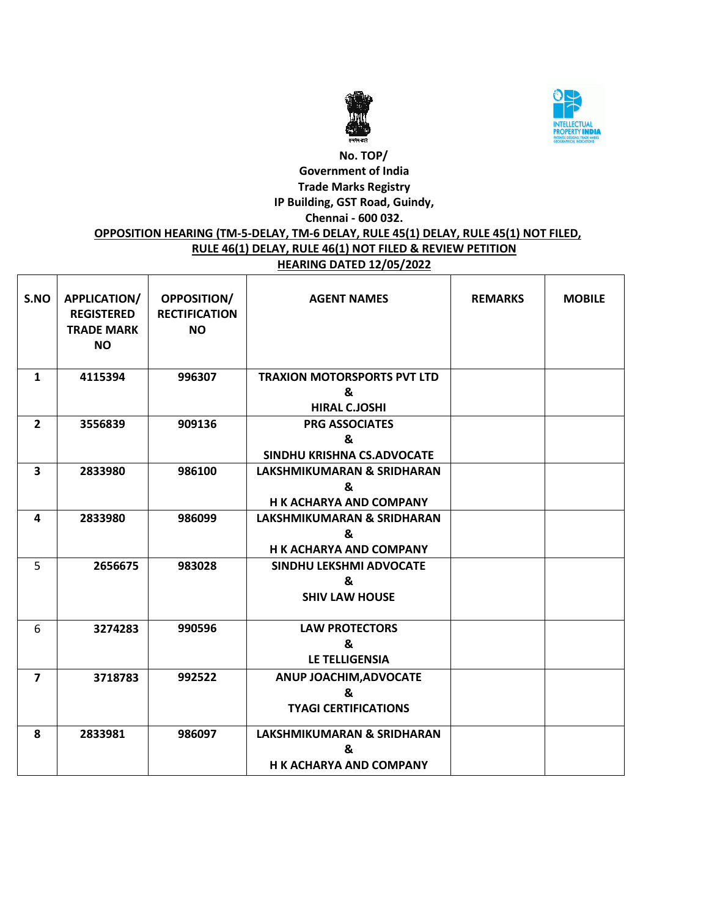No. TOP/

Government of India

Trade Marks Registry

IP Building, GST Road, Guindy,

Chennai - 600 032.

**OPPOSITION HEARING (TM-5-DELAY, TM-6 DELAY, RULE 45(1) DELAY, RULE 45(1) NOT FILED, RULE 46(1) DELAY, RULE 46(1) NOT FILED & REVIEW PETITION**

**HEARING DATED 12/05/2022**

| S.NO | APPLICATION/ REGISTERED TRADE MARK NO | OPPOSITION/ RECTIFICATION NO | AGENT NAMES | REMARKS | MOBILE |
|---|---|---|---|---|---|
| 1 | 4115394 | 996307 | TRAXION MOTORSPORTS PVT LTD & HIRAL C.JOSHI | | |
| 2 | 3556839 | 909136 | PRG ASSOCIATES & SINDHU KRISHNA CS.ADVOCATE | | |
| 3 | 2833980 | 986100 | LAKSHMIKUMARAN & SRIDHARAN & H K ACHARYA AND COMPANY | | |
| 4 | 2833980 | 986099 | LAKSHMIKUMARAN & SRIDHARAN & H K ACHARYA AND COMPANY | | |
| 5 | 2656675 | 983028 | SINDHU LEKSHMI ADVOCATE & SHIV LAW HOUSE | | |
| 6 | 3274283 | 990596 | LAW PROTECTORS & LE TELLIGENSIA | | |
| 7 | 3718783 | 992522 | ANUP JOACHIM,ADVOCATE & TYAGI CERTIFICATIONS | | |
| 8 | 2833981 | 986097 | LAKSHMIKUMARAN & SRIDHARAN & H K ACHARYA AND COMPANY | | |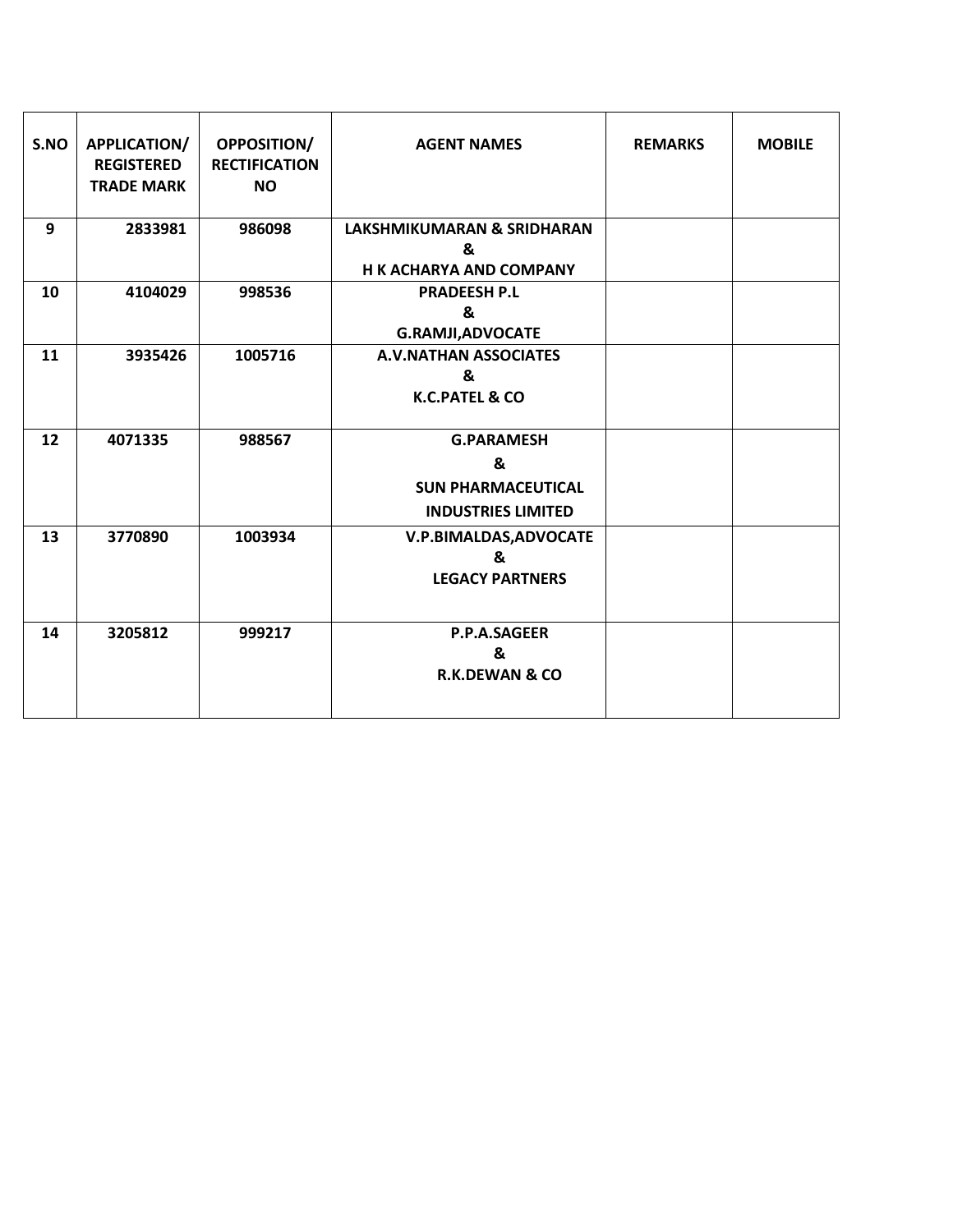| S.NO | APPLICATION/ REGISTERED TRADE MARK | OPPOSITION/ RECTIFICATION NO | AGENT NAMES | REMARKS | MOBILE |
|---|---|---|---|---|---|
| 9 | 2833981 | 986098 | LAKSHMIKUMARAN & SRIDHARAN & H K ACHARYA AND COMPANY | | |
| 10 | 4104029 | 998536 | PRADEESH P.L & G.RAMJI,ADVOCATE | | |
| 11 | 3935426 | 1005716 | A.V.NATHAN ASSOCIATES & K.C.PATEL & CO | | |
| 12 | 4071335 | 988567 | G.PARAMESH & SUN PHARMACEUTICAL INDUSTRIES LIMITED | | |
| 13 | 3770890 | 1003934 | V.P.BIMALDAS,ADVOCATE & LEGACY PARTNERS | | |
| 14 | 3205812 | 999217 | P.P.A.SAGEER & R.K.DEWAN & CO | | |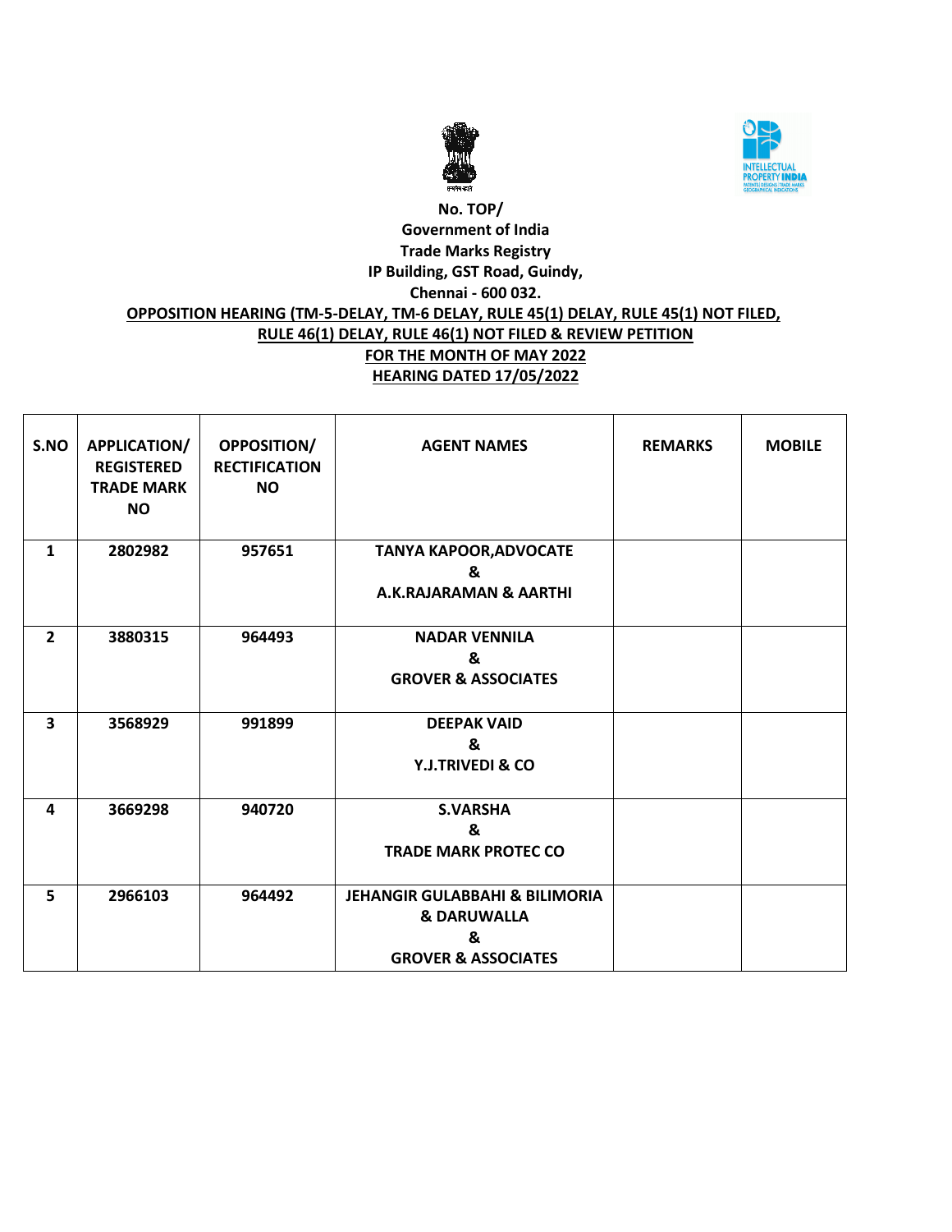No. TOP/
Government of India
Trade Marks Registry
IP Building, GST Road, Guindy,
Chennai - 600 032.

**OPPOSITION HEARING (TM-5-DELAY, TM-6 DELAY, RULE 45(1) DELAY, RULE 45(1) NOT FILED, RULE 46(1) DELAY, RULE 46(1) NOT FILED & REVIEW PETITION**

**FOR THE MONTH OF MAY 2022**

**HEARING DATED 17/05/2022**

| S.NO | APPLICATION/ REGISTERED TRADE MARK NO | OPPOSITION/ RECTIFICATION NO | AGENT NAMES | REMARKS | MOBILE |
|---|---|---|---|---|---|
| 1 | 2802982 | 957651 | TANYA KAPOOR,ADVOCATE & A.K.RAJARAMAN & AARTHI | | |
| 2 | 3880315 | 964493 | NADAR VENNILA & GROVER & ASSOCIATES | | |
| 3 | 3568929 | 991899 | DEEPAK VAID & Y.J.TRIVEDI & CO | | |
| 4 | 3669298 | 940720 | S.VARSHA & TRADE MARK PROTEC CO | | |
| 5 | 2966103 | 964492 | JEHANGIR GULABBAHI & BILIMORIA & DARUWALLA & GROVER & ASSOCIATES | | |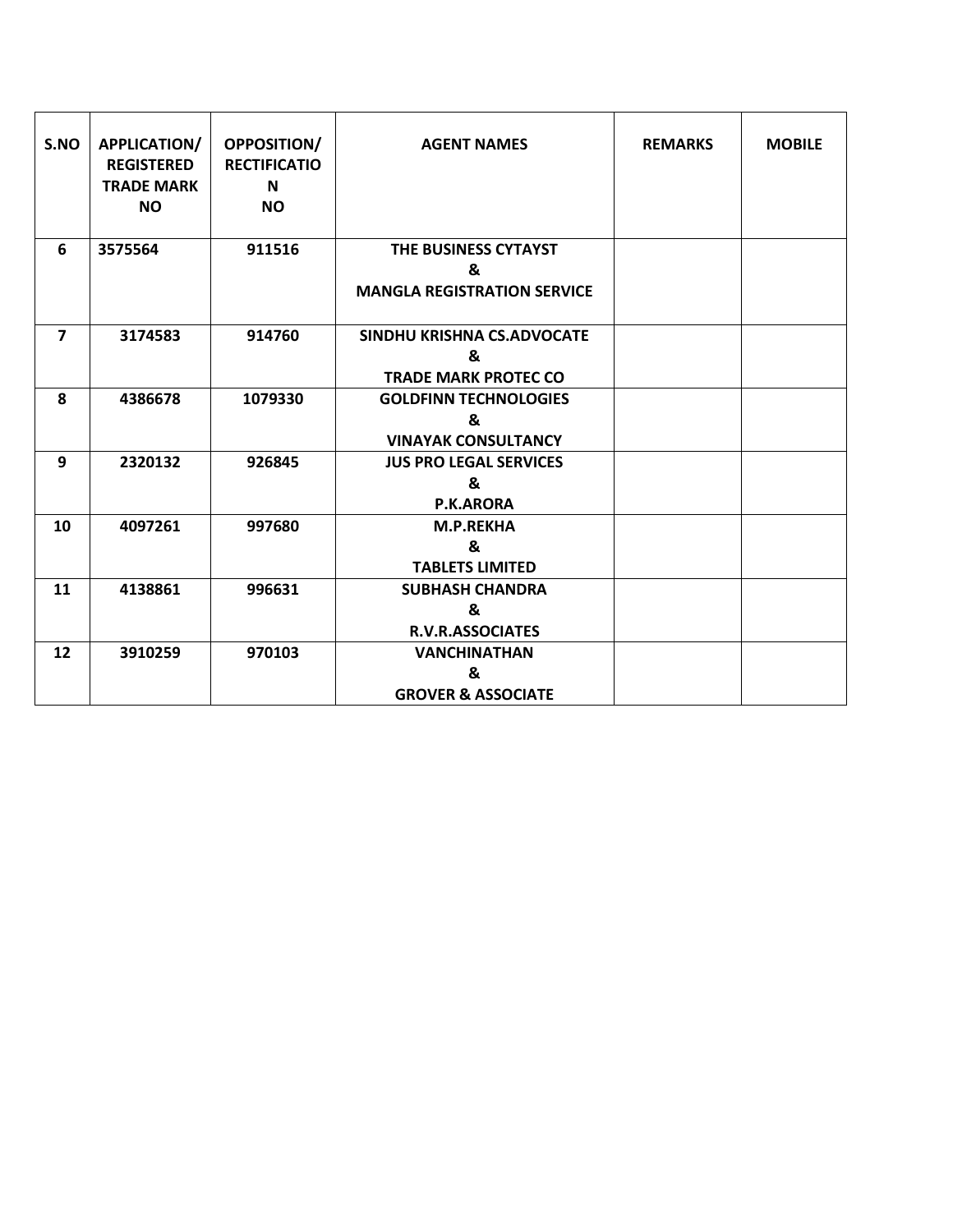| S.NO | APPLICATION/ REGISTERED TRADE MARK NO | OPPOSITION/ RECTIFICATION NO | AGENT NAMES | REMARKS | MOBILE |
|---|---|---|---|---|---|
| 6 | 3575564 | 911516 | THE BUSINESS CYTAYST & MANGLA REGISTRATION SERVICE | | |
| 7 | 3174583 | 914760 | SINDHU KRISHNA CS.ADVOCATE & TRADE MARK PROTEC CO | | |
| 8 | 4386678 | 1079330 | GOLDFINN TECHNOLOGIES & VINAYAK CONSULTANCY | | |
| 9 | 2320132 | 926845 | JUS PRO LEGAL SERVICES & P.K.ARORA | | |
| 10 | 4097261 | 997680 | M.P.REKHA & TABLETS LIMITED | | |
| 11 | 4138861 | 996631 | SUBHASH CHANDRA & R.V.R.ASSOCIATES | | |
| 12 | 3910259 | 970103 | VANCHINATHAN & GROVER & ASSOCIATE | | |